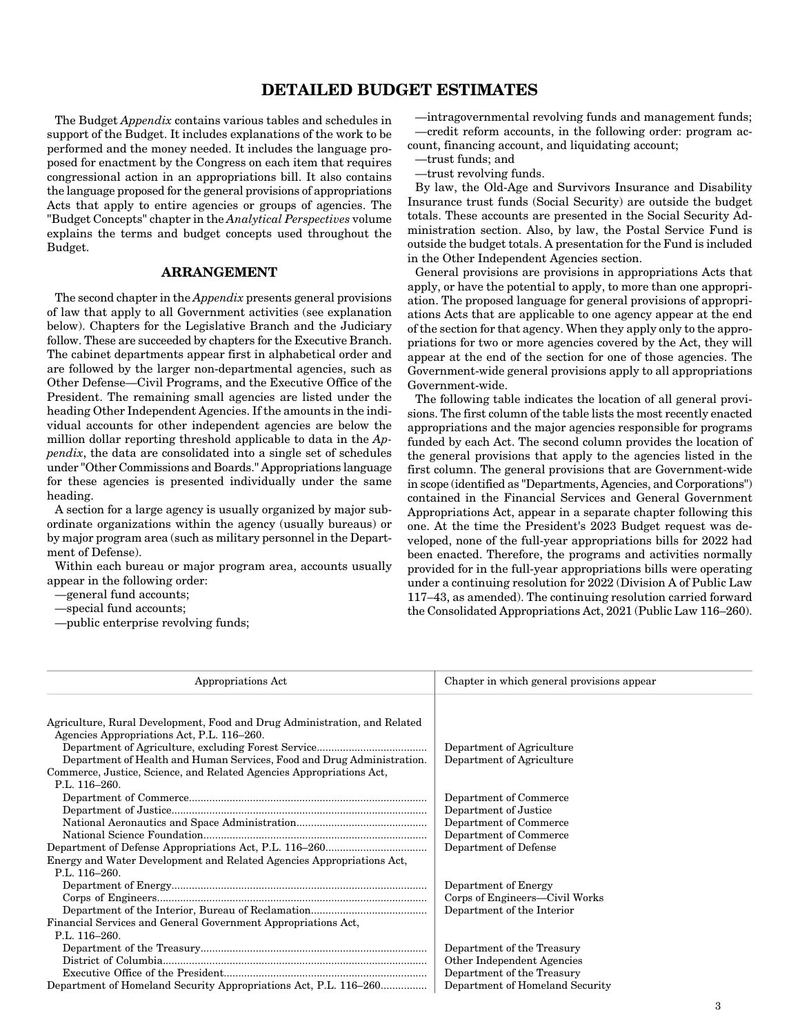# DETAILED BUDGET ESTIMATES

The Budget *Appendix* contains various tables and schedules in support of the Budget. It includes explanations of the work to be performed and the money needed. It includes the language proposed for enactment by the Congress on each item that requires congressional action in an appropriations bill. It also contains the language proposed for the general provisions of appropriations Acts that apply to entire agencies or groups of agencies. The "Budget Concepts" chapter in the *Analytical Perspectives* volume explains the terms and budget concepts used throughout the Budget.

## ARRANGEMENT

The second chapter in the *Appendix* presents general provisions of law that apply to all Government activities (see explanation below). Chapters for the Legislative Branch and the Judiciary follow. These are succeeded by chapters for the Executive Branch. The cabinet departments appear first in alphabetical order and are followed by the larger non-departmental agencies, such as Other Defense—Civil Programs, and the Executive Office of the President. The remaining small agencies are listed under the heading Other Independent Agencies. If the amounts in the individual accounts for other independent agencies are below the million dollar reporting threshold applicable to data in the *Appendix*, the data are consolidated into a single set of schedules under "Other Commissions and Boards." Appropriations language for these agencies is presented individually under the same heading.

A section for a large agency is usually organized by major subordinate organizations within the agency (usually bureaus) or by major program area (such as military personnel in the Department of Defense).

Within each bureau or major program area, accounts usually appear in the following order:

—general fund accounts;
—special fund accounts;
—public enterprise revolving funds;
—intragovernmental revolving funds and management funds;
—credit reform accounts, in the following order: program account, financing account, and liquidating account;
—trust funds; and
—trust revolving funds.

By law, the Old-Age and Survivors Insurance and Disability Insurance trust funds (Social Security) are outside the budget totals. These accounts are presented in the Social Security Administration section. Also, by law, the Postal Service Fund is outside the budget totals. A presentation for the Fund is included in the Other Independent Agencies section.

General provisions are provisions in appropriations Acts that apply, or have the potential to apply, to more than one appropriation. The proposed language for general provisions of appropriations Acts that are applicable to one agency appear at the end of the section for that agency. When they apply only to the appropriations for two or more agencies covered by the Act, they will appear at the end of the section for one of those agencies. The Government-wide general provisions apply to all appropriations Government-wide.

The following table indicates the location of all general provisions. The first column of the table lists the most recently enacted appropriations and the major agencies responsible for programs funded by each Act. The second column provides the location of the general provisions that apply to the agencies listed in the first column. The general provisions that are Government-wide in scope (identified as "Departments, Agencies, and Corporations") contained in the Financial Services and General Government Appropriations Act, appear in a separate chapter following this one. At the time the President's 2023 Budget request was developed, none of the full-year appropriations bills for 2022 had been enacted. Therefore, the programs and activities normally provided for in the full-year appropriations bills were operating under a continuing resolution for 2022 (Division A of Public Law 117–43, as amended). The continuing resolution carried forward the Consolidated Appropriations Act, 2021 (Public Law 116–260).

| Appropriations Act | Chapter in which general provisions appear |
|---|---|
| Agriculture, Rural Development, Food and Drug Administration, and Related Agencies Appropriations Act, P.L. 116–260. | |
| Department of Agriculture, excluding Forest Service | Department of Agriculture |
| Department of Health and Human Services, Food and Drug Administration. | Department of Agriculture |
| Commerce, Justice, Science, and Related Agencies Appropriations Act, P.L. 116–260. | |
| Department of Commerce | Department of Commerce |
| Department of Justice | Department of Justice |
| National Aeronautics and Space Administration | Department of Commerce |
| National Science Foundation | Department of Commerce |
| Department of Defense Appropriations Act, P.L. 116–260 | Department of Defense |
| Energy and Water Development and Related Agencies Appropriations Act, P.L. 116–260. | |
| Department of Energy | Department of Energy |
| Corps of Engineers | Corps of Engineers—Civil Works |
| Department of the Interior, Bureau of Reclamation | Department of the Interior |
| Financial Services and General Government Appropriations Act, P.L. 116–260. | |
| Department of the Treasury | Department of the Treasury |
| District of Columbia | Other Independent Agencies |
| Executive Office of the President | Department of the Treasury |
| Department of Homeland Security Appropriations Act, P.L. 116–260 | Department of Homeland Security |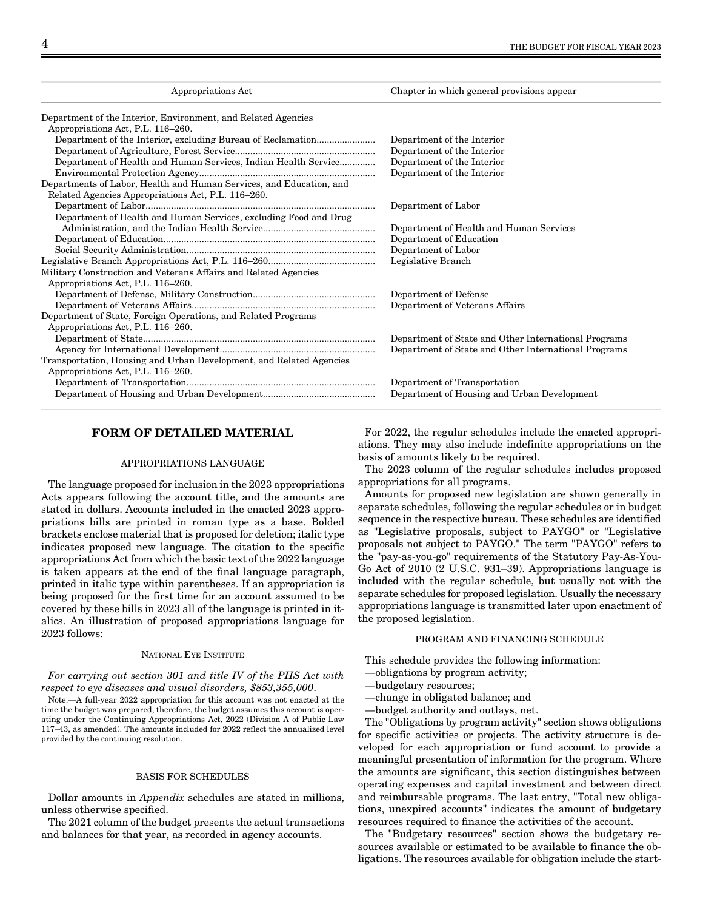| Appropriations Act | Chapter in which general provisions appear |
|---|---|
| Department of the Interior, Environment, and Related Agencies Appropriations Act, P.L. 116–260. | |
| Department of the Interior, excluding Bureau of Reclamation | Department of the Interior |
| Department of Agriculture, Forest Service | Department of the Interior |
| Department of Health and Human Services, Indian Health Service | Department of the Interior |
| Environmental Protection Agency | Department of the Interior |
| Departments of Labor, Health and Human Services, and Education, and Related Agencies Appropriations Act, P.L. 116–260. | |
| Department of Labor | Department of Labor |
| Department of Health and Human Services, excluding Food and Drug Administration, and the Indian Health Service | Department of Health and Human Services |
| Department of Education | Department of Education |
| Social Security Administration | Department of Labor |
| Legislative Branch Appropriations Act, P.L. 116–260 | Legislative Branch |
| Military Construction and Veterans Affairs and Related Agencies Appropriations Act, P.L. 116–260. | |
| Department of Defense, Military Construction | Department of Defense |
| Department of Veterans Affairs | Department of Veterans Affairs |
| Department of State, Foreign Operations, and Related Programs Appropriations Act, P.L. 116–260. | |
| Department of State | Department of State and Other International Programs |
| Agency for International Development | Department of State and Other International Programs |
| Transportation, Housing and Urban Development, and Related Agencies Appropriations Act, P.L. 116–260. | |
| Department of Transportation | Department of Transportation |
| Department of Housing and Urban Development | Department of Housing and Urban Development |

## FORM OF DETAILED MATERIAL

### APPROPRIATIONS LANGUAGE

The language proposed for inclusion in the 2023 appropriations Acts appears following the account title, and the amounts are stated in dollars. Accounts included in the enacted 2023 appropriations bills are printed in roman type as a base. Bolded brackets enclose material that is proposed for deletion; italic type indicates proposed new language. The citation to the specific appropriations Act from which the basic text of the 2022 language is taken appears at the end of the final language paragraph, printed in italic type within parentheses. If an appropriation is being proposed for the first time for an account assumed to be covered by these bills in 2023 all of the language is printed in italics. An illustration of proposed appropriations language for 2023 follows:

NATIONAL EYE INSTITUTE

*For carrying out section 301 and title IV of the PHS Act with respect to eye diseases and visual disorders, $853,355,000.*

Note.—A full-year 2022 appropriation for this account was not enacted at the time the budget was prepared; therefore, the budget assumes this account is operating under the Continuing Appropriations Act, 2022 (Division A of Public Law 117–43, as amended). The amounts included for 2022 reflect the annualized level provided by the continuing resolution.

### BASIS FOR SCHEDULES

Dollar amounts in *Appendix* schedules are stated in millions, unless otherwise specified.

The 2021 column of the budget presents the actual transactions and balances for that year, as recorded in agency accounts.

For 2022, the regular schedules include the enacted appropriations. They may also include indefinite appropriations on the basis of amounts likely to be required.

The 2023 column of the regular schedules includes proposed appropriations for all programs.

Amounts for proposed new legislation are shown generally in separate schedules, following the regular schedules or in budget sequence in the respective bureau. These schedules are identified as "Legislative proposals, subject to PAYGO" or "Legislative proposals not subject to PAYGO." The term "PAYGO" refers to the "pay-as-you-go" requirements of the Statutory Pay-As-You-Go Act of 2010 (2 U.S.C. 931–39). Appropriations language is included with the regular schedule, but usually not with the separate schedules for proposed legislation. Usually the necessary appropriations language is transmitted later upon enactment of the proposed legislation.

### PROGRAM AND FINANCING SCHEDULE

This schedule provides the following information:

—obligations by program activity;

—budgetary resources;

—change in obligated balance; and

—budget authority and outlays, net.

The "Obligations by program activity" section shows obligations for specific activities or projects. The activity structure is developed for each appropriation or fund account to provide a meaningful presentation of information for the program. Where the amounts are significant, this section distinguishes between operating expenses and capital investment and between direct and reimbursable programs. The last entry, "Total new obligations, unexpired accounts" indicates the amount of budgetary resources required to finance the activities of the account.

The "Budgetary resources" section shows the budgetary resources available or estimated to be available to finance the obligations. The resources available for obligation include the start-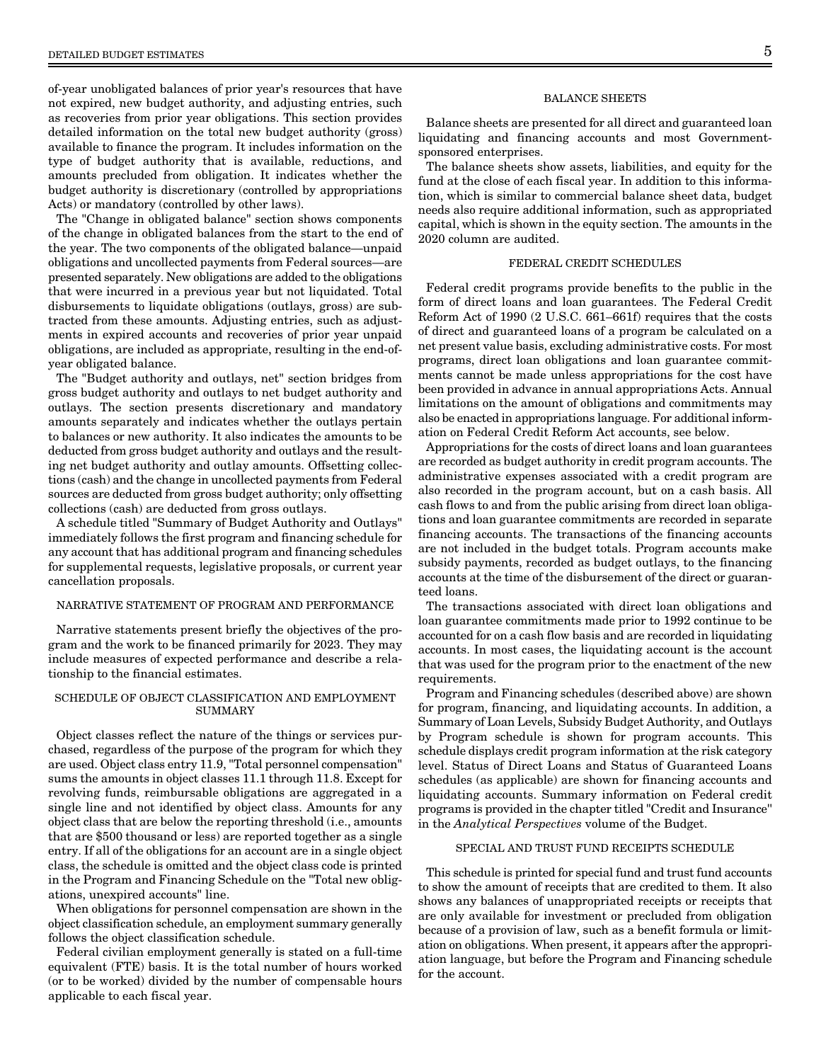of-year unobligated balances of prior year's resources that have not expired, new budget authority, and adjusting entries, such as recoveries from prior year obligations. This section provides detailed information on the total new budget authority (gross) available to finance the program. It includes information on the type of budget authority that is available, reductions, and amounts precluded from obligation. It indicates whether the budget authority is discretionary (controlled by appropriations Acts) or mandatory (controlled by other laws).

The "Change in obligated balance" section shows components of the change in obligated balances from the start to the end of the year. The two components of the obligated balance—unpaid obligations and uncollected payments from Federal sources—are presented separately. New obligations are added to the obligations that were incurred in a previous year but not liquidated. Total disbursements to liquidate obligations (outlays, gross) are subtracted from these amounts. Adjusting entries, such as adjustments in expired accounts and recoveries of prior year unpaid obligations, are included as appropriate, resulting in the end-of-year obligated balance.

The "Budget authority and outlays, net" section bridges from gross budget authority and outlays to net budget authority and outlays. The section presents discretionary and mandatory amounts separately and indicates whether the outlays pertain to balances or new authority. It also indicates the amounts to be deducted from gross budget authority and outlays and the resulting net budget authority and outlay amounts. Offsetting collections (cash) and the change in uncollected payments from Federal sources are deducted from gross budget authority; only offsetting collections (cash) are deducted from gross outlays.

A schedule titled "Summary of Budget Authority and Outlays" immediately follows the first program and financing schedule for any account that has additional program and financing schedules for supplemental requests, legislative proposals, or current year cancellation proposals.

## NARRATIVE STATEMENT OF PROGRAM AND PERFORMANCE

Narrative statements present briefly the objectives of the program and the work to be financed primarily for 2023. They may include measures of expected performance and describe a relationship to the financial estimates.

## SCHEDULE OF OBJECT CLASSIFICATION AND EMPLOYMENT SUMMARY

Object classes reflect the nature of the things or services purchased, regardless of the purpose of the program for which they are used. Object class entry 11.9, "Total personnel compensation" sums the amounts in object classes 11.1 through 11.8. Except for revolving funds, reimbursable obligations are aggregated in a single line and not identified by object class. Amounts for any object class that are below the reporting threshold (i.e., amounts that are $500 thousand or less) are reported together as a single entry. If all of the obligations for an account are in a single object class, the schedule is omitted and the object class code is printed in the Program and Financing Schedule on the "Total new obligations, unexpired accounts" line.

When obligations for personnel compensation are shown in the object classification schedule, an employment summary generally follows the object classification schedule.

Federal civilian employment generally is stated on a full-time equivalent (FTE) basis. It is the total number of hours worked (or to be worked) divided by the number of compensable hours applicable to each fiscal year.

## BALANCE SHEETS

Balance sheets are presented for all direct and guaranteed loan liquidating and financing accounts and most Government-sponsored enterprises.

The balance sheets show assets, liabilities, and equity for the fund at the close of each fiscal year. In addition to this information, which is similar to commercial balance sheet data, budget needs also require additional information, such as appropriated capital, which is shown in the equity section. The amounts in the 2020 column are audited.

## FEDERAL CREDIT SCHEDULES

Federal credit programs provide benefits to the public in the form of direct loans and loan guarantees. The Federal Credit Reform Act of 1990 (2 U.S.C. 661–661f) requires that the costs of direct and guaranteed loans of a program be calculated on a net present value basis, excluding administrative costs. For most programs, direct loan obligations and loan guarantee commitments cannot be made unless appropriations for the cost have been provided in advance in annual appropriations Acts. Annual limitations on the amount of obligations and commitments may also be enacted in appropriations language. For additional information on Federal Credit Reform Act accounts, see below.

Appropriations for the costs of direct loans and loan guarantees are recorded as budget authority in credit program accounts. The administrative expenses associated with a credit program are also recorded in the program account, but on a cash basis. All cash flows to and from the public arising from direct loan obligations and loan guarantee commitments are recorded in separate financing accounts. The transactions of the financing accounts are not included in the budget totals. Program accounts make subsidy payments, recorded as budget outlays, to the financing accounts at the time of the disbursement of the direct or guaranteed loans.

The transactions associated with direct loan obligations and loan guarantee commitments made prior to 1992 continue to be accounted for on a cash flow basis and are recorded in liquidating accounts. In most cases, the liquidating account is the account that was used for the program prior to the enactment of the new requirements.

Program and Financing schedules (described above) are shown for program, financing, and liquidating accounts. In addition, a Summary of Loan Levels, Subsidy Budget Authority, and Outlays by Program schedule is shown for program accounts. This schedule displays credit program information at the risk category level. Status of Direct Loans and Status of Guaranteed Loans schedules (as applicable) are shown for financing accounts and liquidating accounts. Summary information on Federal credit programs is provided in the chapter titled "Credit and Insurance" in the *Analytical Perspectives* volume of the Budget.

## SPECIAL AND TRUST FUND RECEIPTS SCHEDULE

This schedule is printed for special fund and trust fund accounts to show the amount of receipts that are credited to them. It also shows any balances of unappropriated receipts or receipts that are only available for investment or precluded from obligation because of a provision of law, such as a benefit formula or limitation on obligations. When present, it appears after the appropriation language, but before the Program and Financing schedule for the account.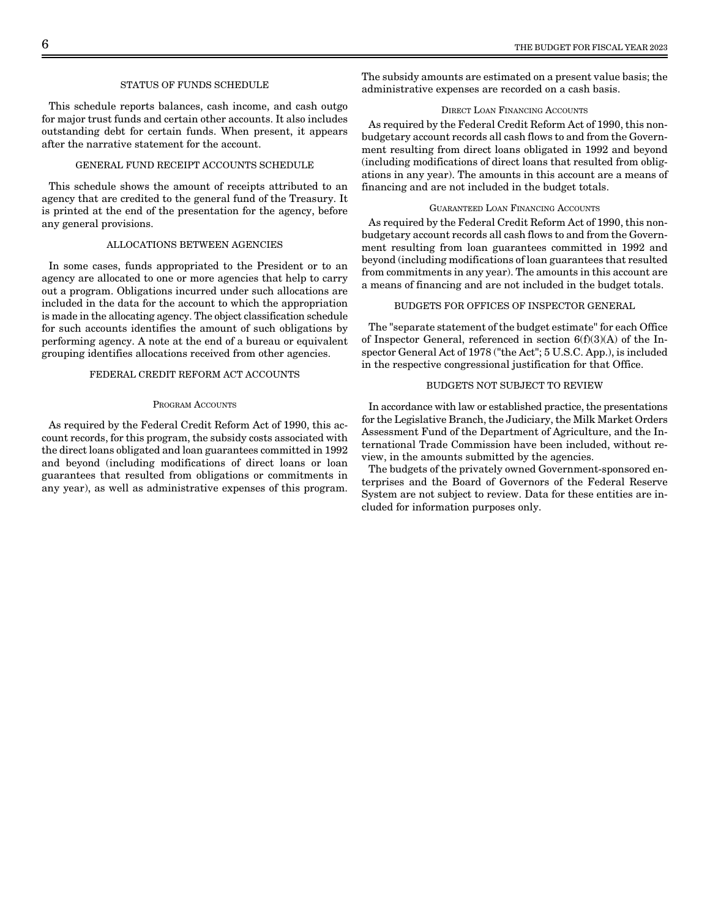## STATUS OF FUNDS SCHEDULE

This schedule reports balances, cash income, and cash outgo for major trust funds and certain other accounts. It also includes outstanding debt for certain funds. When present, it appears after the narrative statement for the account.

## GENERAL FUND RECEIPT ACCOUNTS SCHEDULE

This schedule shows the amount of receipts attributed to an agency that are credited to the general fund of the Treasury. It is printed at the end of the presentation for the agency, before any general provisions.

## ALLOCATIONS BETWEEN AGENCIES

In some cases, funds appropriated to the President or to an agency are allocated to one or more agencies that help to carry out a program. Obligations incurred under such allocations are included in the data for the account to which the appropriation is made in the allocating agency. The object classification schedule for such accounts identifies the amount of such obligations by performing agency. A note at the end of a bureau or equivalent grouping identifies allocations received from other agencies.

## FEDERAL CREDIT REFORM ACT ACCOUNTS

### Program Accounts

As required by the Federal Credit Reform Act of 1990, this account records, for this program, the subsidy costs associated with the direct loans obligated and loan guarantees committed in 1992 and beyond (including modifications of direct loans or loan guarantees that resulted from obligations or commitments in any year), as well as administrative expenses of this program. The subsidy amounts are estimated on a present value basis; the administrative expenses are recorded on a cash basis.

### Direct Loan Financing Accounts

As required by the Federal Credit Reform Act of 1990, this nonbudgetary account records all cash flows to and from the Government resulting from direct loans obligated in 1992 and beyond (including modifications of direct loans that resulted from obligations in any year). The amounts in this account are a means of financing and are not included in the budget totals.

### Guaranteed Loan Financing Accounts

As required by the Federal Credit Reform Act of 1990, this nonbudgetary account records all cash flows to and from the Government resulting from loan guarantees committed in 1992 and beyond (including modifications of loan guarantees that resulted from commitments in any year). The amounts in this account are a means of financing and are not included in the budget totals.

## BUDGETS FOR OFFICES OF INSPECTOR GENERAL

The "separate statement of the budget estimate" for each Office of Inspector General, referenced in section 6(f)(3)(A) of the Inspector General Act of 1978 ("the Act"; 5 U.S.C. App.), is included in the respective congressional justification for that Office.

## BUDGETS NOT SUBJECT TO REVIEW

In accordance with law or established practice, the presentations for the Legislative Branch, the Judiciary, the Milk Market Orders Assessment Fund of the Department of Agriculture, and the International Trade Commission have been included, without review, in the amounts submitted by the agencies.

The budgets of the privately owned Government-sponsored enterprises and the Board of Governors of the Federal Reserve System are not subject to review. Data for these entities are included for information purposes only.